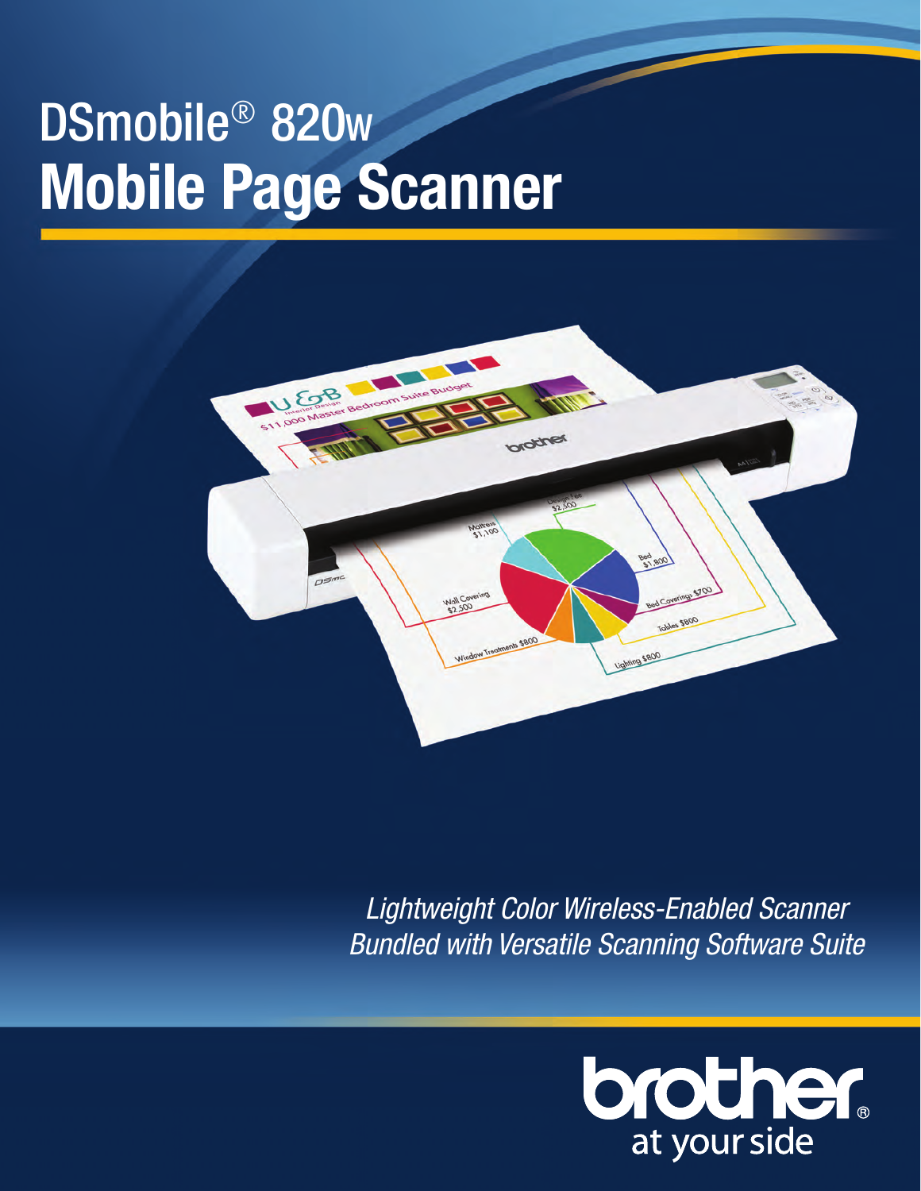# DSmobile® 820w
# Mobile Page Scanner

*Lightweight Color Wireless-Enabled Scanner*
*Bundled with Versatile Scanning Software Suite*

brother
at your side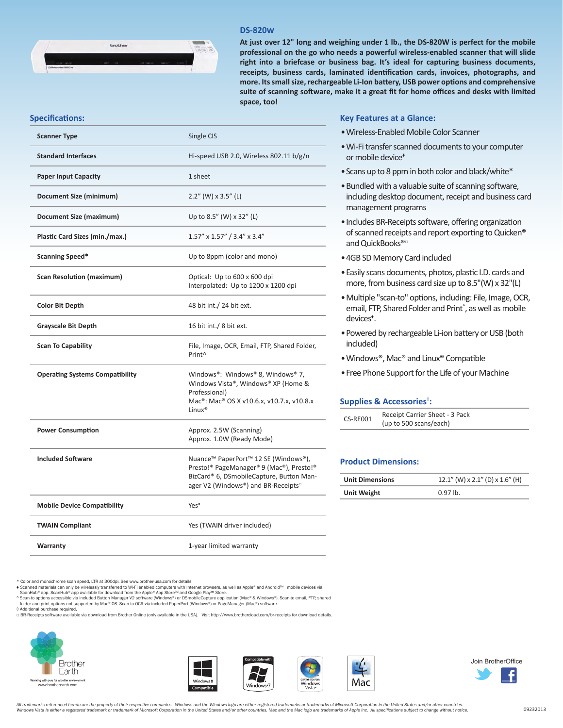## DS-820w

**At just over 12" long and weighing under 1 lb., the DS-820W is perfect for the mobile professional on the go who needs a powerful wireless-enabled scanner that will slide right into a briefcase or business bag. It's ideal for capturing business documents, receipts, business cards, laminated identification cards, invoices, photographs, and more. Its small size, rechargeable Li-Ion battery, USB power options and comprehensive suite of scanning software, make it a great fit for home offices and desks with limited space, too!**

### Specifications:

| | |
|---|---|
| **Scanner Type** | Single CIS |
| **Standard Interfaces** | Hi-speed USB 2.0, Wireless 802.11 b/g/n |
| **Paper Input Capacity** | 1 sheet |
| **Document Size (minimum)** | 2.2" (W) x 3.5" (L) |
| **Document Size (maximum)** | Up to 8.5" (W) x 32" (L) |
| **Plastic Card Sizes (min./max.)** | 1.57" x 1.57" / 3.4" x 3.4" |
| **Scanning Speed*** | Up to 8ppm (color and mono) |
| **Scan Resolution (maximum)** | Optical: Up to 600 x 600 dpi<br>Interpolated: Up to 1200 x 1200 dpi |
| **Color Bit Depth** | 48 bit int./ 24 bit ext. |
| **Grayscale Bit Depth** | 16 bit int./ 8 bit ext. |
| **Scan To Capability** | File, Image, OCR, Email, FTP, Shared Folder, Print^ |
| **Operating Systems Compatibility** | Windows®: Windows® 8, Windows® 7, Windows Vista®, Windows® XP (Home & Professional)<br>Mac®: Mac® OS X v10.6.x, v10.7.x, v10.8.x<br>Linux® |
| **Power Consumption** | Approx. 2.5W (Scanning)<br>Approx. 1.0W (Ready Mode) |
| **Included Software** | Nuance™ PaperPort™ 12 SE (Windows®), Presto!® PageManager® 9 (Mac®), Presto!® BizCard® 6, DSmobileCapture, Button Manager V2 (Windows®) and BR-Receipts□ |
| **Mobile Device Compatibility** | Yes♦ |
| **TWAIN Compliant** | Yes (TWAIN driver included) |
| **Warranty** | 1-year limited warranty |

### Key Features at a Glance:

- Wireless-Enabled Mobile Color Scanner
- Wi-Fi transfer scanned documents to your computer or mobile device♦
- Scans up to 8 ppm in both color and black/white*
- Bundled with a valuable suite of scanning software, including desktop document, receipt and business card management programs
- Includes BR-Receipts software, offering organization of scanned receipts and report exporting to Quicken® and QuickBooks®□
- 4GB SD Memory Card included
- Easily scans documents, photos, plastic I.D. cards and more, from business card size up to 8.5"(W) x 32"(L)
- Multiple "scan-to" options, including: File, Image, OCR, email, FTP, Shared Folder and Print^, as well as mobile devices♦.
- Powered by rechargeable Li-ion battery or USB (both included)
- Windows®, Mac® and Linux® Compatible
- Free Phone Support for the Life of your Machine

### Supplies & Accessories◊:

| | |
|---|---|
| CS-RE001 | Receipt Carrier Sheet - 3 Pack (up to 500 scans/each) |

### Product Dimensions:

| | |
|---|---|
| **Unit Dimensions** | 12.1" (W) x 2.1" (D) x 1.6" (H) |
| **Unit Weight** | 0.97 lb. |

\* Color and monochrome scan speed, LTR at 300dpi. See www.brother-usa.com for details
♦ Scanned materials can only be wirelessly transferred to Wi-Fi enabled computers with Internet browsers, as well as Apple® and Android™ mobile devices via ScanHub® app. ScanHub® app available for download from the Apple® App Store℠ and Google Play™ Store.
^ Scan-to options accessible via included Button Manager V2 software (Windows®) or DSmobileCapture application (Mac® & Windows®). Scan-to email, FTP, shared folder and print options not supported by Mac® OS. Scan-to OCR via included PaperPort (Windows®) or PageManager (Mac®) software.
◊ Additional purchase required.
□ BR-Receipts software available via download from Brother Online (only available in the USA). Visit http://www.brothercloud.com/br-receipts for download details.

Brother Earth
Working with you for a better environment
www.brotherearth.com

Join BrotherOffice

*All trademarks referenced herein are the property of their respective companies. Windows and the Windows logo are either registered trademarks or trademarks of Microsoft Corporation in the United States and/or other countries. Windows Vista is either a registered trademark or trademark of Microsoft Corporation in the United States and/or other countries. Mac and the Mac logo are trademarks of Apple Inc. All specifications subject to change without notice.*

09232013